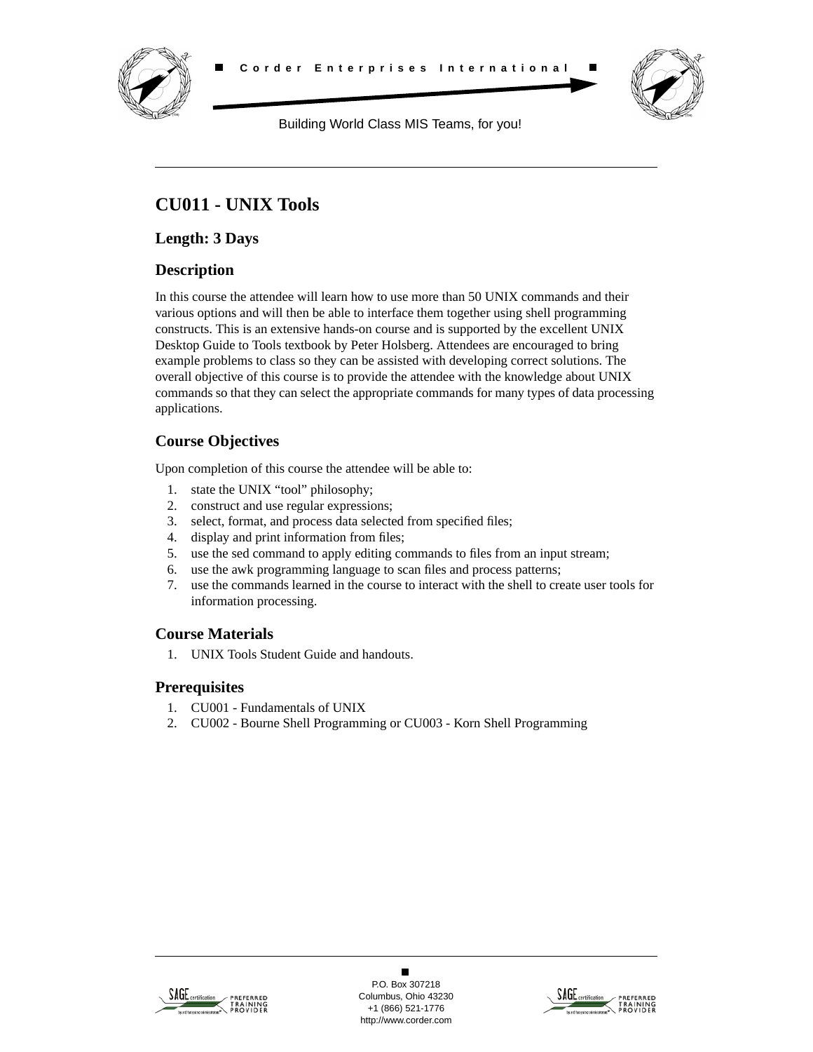■ Corder Enterprises International ■

Building World Class MIS Teams, for you!

# CU011 - UNIX Tools

## Length: 3 Days

## Description

In this course the attendee will learn how to use more than 50 UNIX commands and their various options and will then be able to interface them together using shell programming constructs. This is an extensive hands-on course and is supported by the excellent UNIX Desktop Guide to Tools textbook by Peter Holsberg. Attendees are encouraged to bring example problems to class so they can be assisted with developing correct solutions. The overall objective of this course is to provide the attendee with the knowledge about UNIX commands so that they can select the appropriate commands for many types of data processing applications.

## Course Objectives

Upon completion of this course the attendee will be able to:

1. state the UNIX "tool" philosophy;
2. construct and use regular expressions;
3. select, format, and process data selected from specified files;
4. display and print information from files;
5. use the sed command to apply editing commands to files from an input stream;
6. use the awk programming language to scan files and process patterns;
7. use the commands learned in the course to interact with the shell to create user tools for information processing.

## Course Materials

1. UNIX Tools Student Guide and handouts.

## Prerequisites

1. CU001 - Fundamentals of UNIX
2. CU002 - Bourne Shell Programming or CU003 - Korn Shell Programming

P.O. Box 307218
Columbus, Ohio 43230
+1 (866) 521-1776
http://www.corder.com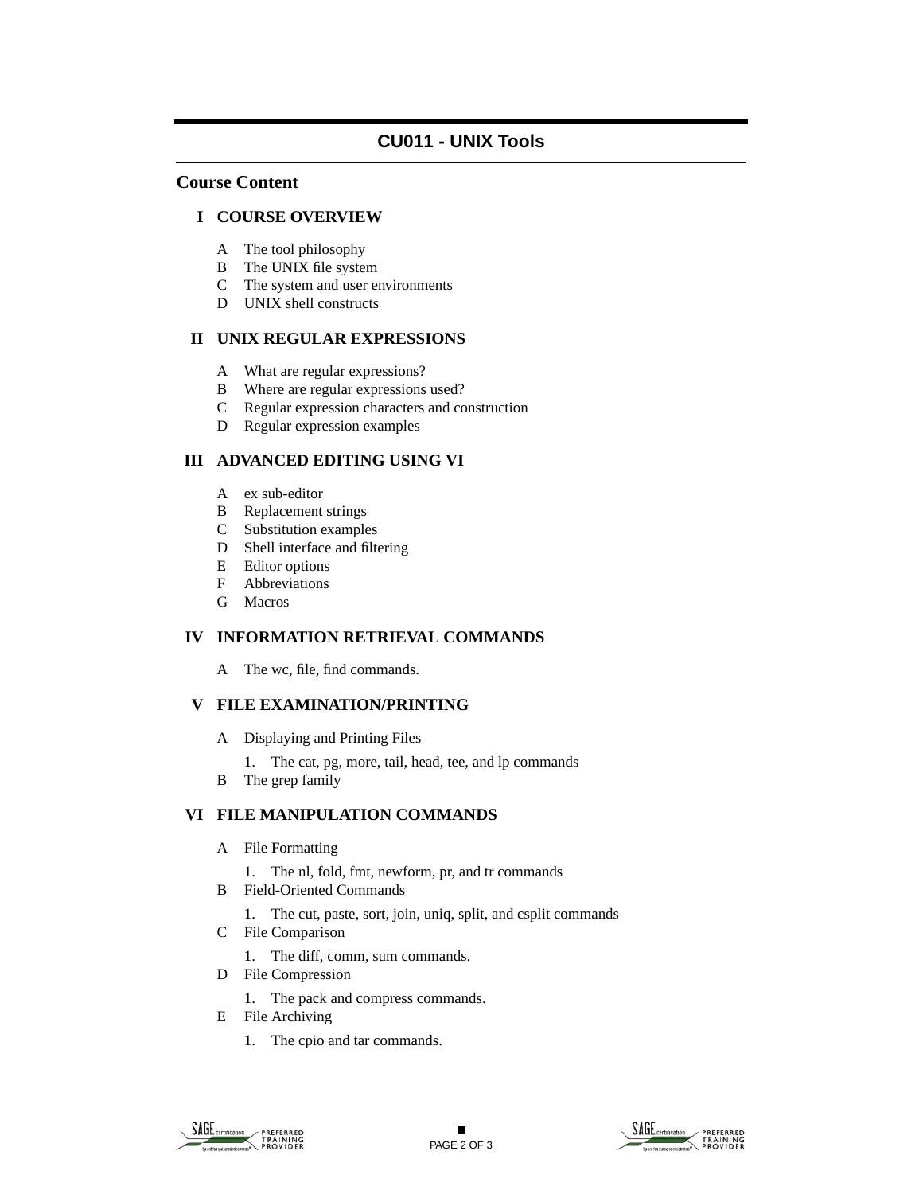# CU011 - UNIX Tools

## Course Content

### I COURSE OVERVIEW

- A The tool philosophy
- B The UNIX file system
- C The system and user environments
- D UNIX shell constructs

### II UNIX REGULAR EXPRESSIONS

- A What are regular expressions?
- B Where are regular expressions used?
- C Regular expression characters and construction
- D Regular expression examples

### III ADVANCED EDITING USING VI

- A ex sub-editor
- B Replacement strings
- C Substitution examples
- D Shell interface and filtering
- E Editor options
- F Abbreviations
- G Macros

### IV INFORMATION RETRIEVAL COMMANDS

- A The wc, file, find commands.

### V FILE EXAMINATION/PRINTING

- A Displaying and Printing Files
  1. The cat, pg, more, tail, head, tee, and lp commands
- B The grep family

### VI FILE MANIPULATION COMMANDS

- A File Formatting
  1. The nl, fold, fmt, newform, pr, and tr commands
- B Field-Oriented Commands
  1. The cut, paste, sort, join, uniq, split, and csplit commands
- C File Comparison
  1. The diff, comm, sum commands.
- D File Compression
  1. The pack and compress commands.
- E File Archiving
  1. The cpio and tar commands.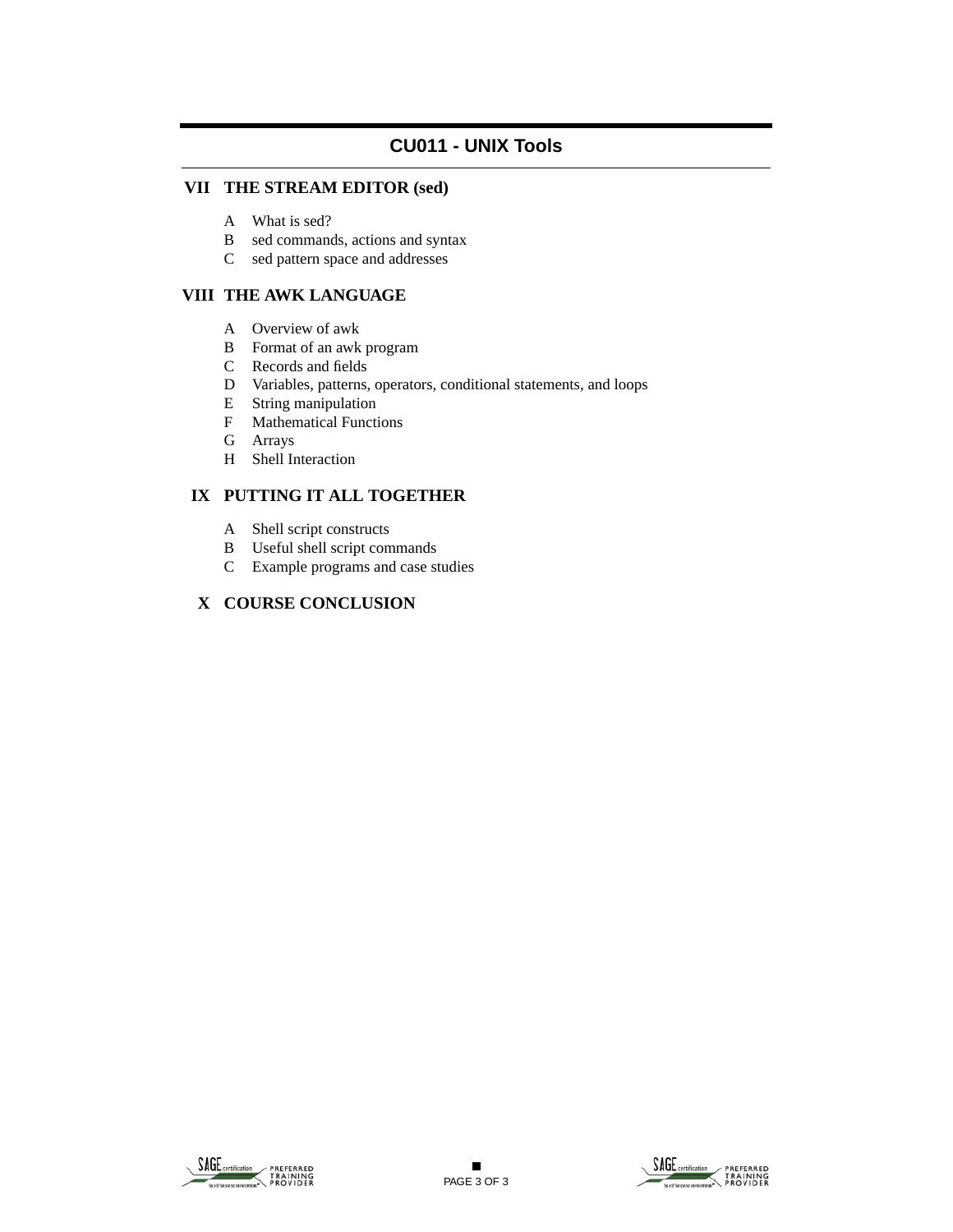## VII THE STREAM EDITOR (sed)

- A What is sed?
- B sed commands, actions and syntax
- C sed pattern space and addresses

## VIII THE AWK LANGUAGE

- A Overview of awk
- B Format of an awk program
- C Records and fields
- D Variables, patterns, operators, conditional statements, and loops
- E String manipulation
- F Mathematical Functions
- G Arrays
- H Shell Interaction

## IX PUTTING IT ALL TOGETHER

- A Shell script constructs
- B Useful shell script commands
- C Example programs and case studies

## X COURSE CONCLUSION